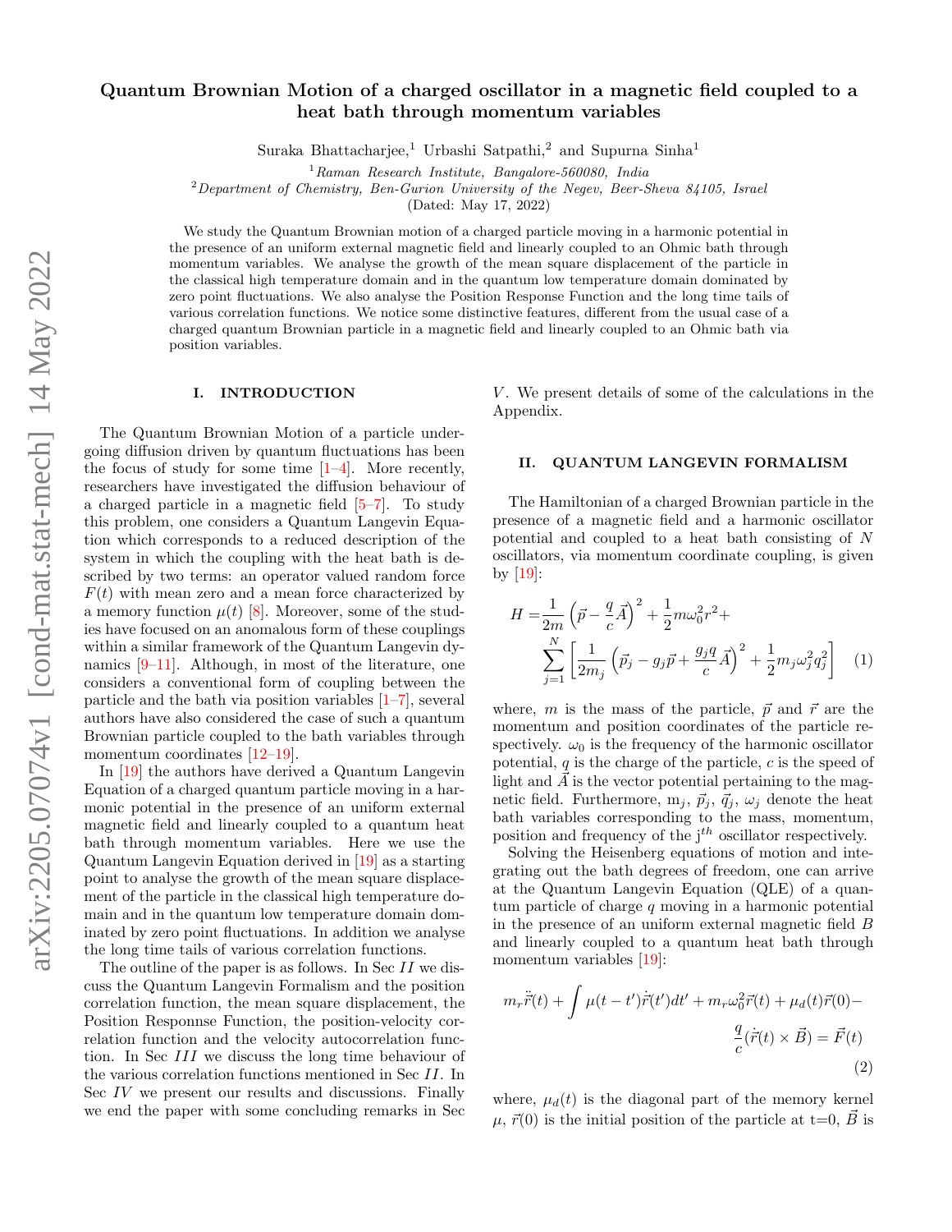# Quantum Brownian Motion of a charged oscillator in a magnetic field coupled to a heat bath through momentum variables

Suraka Bhattacharjee,[1] Urbashi Satpathi,[2] and Supurna Sinha[1]

[1] *Raman Research Institute, Bangalore-560080, India*

[2] *Department of Chemistry, Ben-Gurion University of the Negev, Beer-Sheva 84105, Israel*

(Dated: May 17, 2022)

We study the Quantum Brownian motion of a charged particle moving in a harmonic potential in the presence of an uniform external magnetic field and linearly coupled to an Ohmic bath through momentum variables. We analyse the growth of the mean square displacement of the particle in the classical high temperature domain and in the quantum low temperature domain dominated by zero point fluctuations. We also analyse the Position Response Function and the long time tails of various correlation functions. We notice some distinctive features, different from the usual case of a charged quantum Brownian particle in a magnetic field and linearly coupled to an Ohmic bath via position variables.

## I. INTRODUCTION

The Quantum Brownian Motion of a particle undergoing diffusion driven by quantum fluctuations has been the focus of study for some time [1–4]. More recently, researchers have investigated the diffusion behaviour of a charged particle in a magnetic field [5–7]. To study this problem, one considers a Quantum Langevin Equation which corresponds to a reduced description of the system in which the coupling with the heat bath is described by two terms: an operator valued random force $F(t)$ with mean zero and a mean force characterized by a memory function $\mu(t)$ [8]. Moreover, some of the studies have focused on an anomalous form of these couplings within a similar framework of the Quantum Langevin dynamics [9–11]. Although, in most of the literature, one considers a conventional form of coupling between the particle and the bath via position variables [1–7], several authors have also considered the case of such a quantum Brownian particle coupled to the bath variables through momentum coordinates [12–19].

In [19] the authors have derived a Quantum Langevin Equation of a charged quantum particle moving in a harmonic potential in the presence of an uniform external magnetic field and linearly coupled to a quantum heat bath through momentum variables. Here we use the Quantum Langevin Equation derived in [19] as a starting point to analyse the growth of the mean square displacement of the particle in the classical high temperature domain and in the quantum low temperature domain dominated by zero point fluctuations. In addition we analyse the long time tails of various correlation functions.

The outline of the paper is as follows. In Sec $II$ we discuss the Quantum Langevin Formalism and the position correlation function, the mean square displacement, the Position Responnse Function, the position-velocity correlation function and the velocity autocorrelation function. In Sec $III$ we discuss the long time behaviour of the various correlation functions mentioned in Sec $II$. In Sec $IV$ we present our results and discussions. Finally we end the paper with some concluding remarks in Sec $V$. We present details of some of the calculations in the Appendix.

## II. QUANTUM LANGEVIN FORMALISM

The Hamiltonian of a charged Brownian particle in the presence of a magnetic field and a harmonic oscillator potential and coupled to a heat bath consisting of $N$ oscillators, via momentum coordinate coupling, is given by [19]:

$$
\begin{aligned}
H =& \frac{1}{2m}\left(\vec{p} - \frac{q}{c}\vec{A}\right)^2 + \frac{1}{2}m\omega_0^2 r^2 + \\
& \sum_{j=1}^{N}\left[\frac{1}{2m_j}\left(\vec{p}_j - g_j\vec{p} + \frac{g_j q}{c}\vec{A}\right)^2 + \frac{1}{2}m_j\omega_j^2 q_j^2\right]
\end{aligned} \tag{1}
$$

where, $m$ is the mass of the particle, $\vec{p}$ and $\vec{r}$ are the momentum and position coordinates of the particle respectively. $\omega_0$ is the frequency of the harmonic oscillator potential, $q$ is the charge of the particle, $c$ is the speed of light and $\vec{A}$ is the vector potential pertaining to the magnetic field. Furthermore, $m_j$, $\vec{p}_j$, $\vec{q}_j$, $\omega_j$ denote the heat bath variables corresponding to the mass, momentum, position and frequency of the j$^{th}$ oscillator respectively.

Solving the Heisenberg equations of motion and integrating out the bath degrees of freedom, one can arrive at the Quantum Langevin Equation (QLE) of a quantum particle of charge $q$ moving in a harmonic potential in the presence of an uniform external magnetic field $B$ and linearly coupled to a quantum heat bath through momentum variables [19]:

$$
\begin{aligned}
m_r\ddot{\vec{r}}(t) + \int \mu(t-t')\dot{\vec{r}}(t')dt' + m_r\omega_0^2\vec{r}(t) + \mu_d(t)\vec{r}(0) - \\
\frac{q}{c}(\dot{\vec{r}}(t)\times\vec{B}) = \vec{F}(t)
\end{aligned} \tag{2}
$$

where, $\mu_d(t)$ is the diagonal part of the memory kernel $\mu$, $\vec{r}(0)$ is the initial position of the particle at t=0, $\vec{B}$ is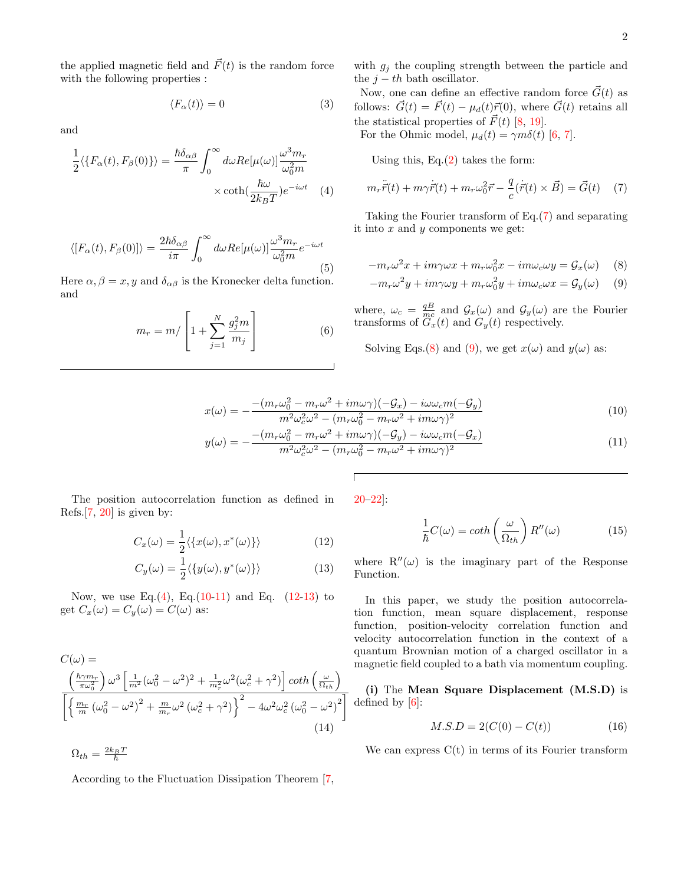the applied magnetic field and $\vec{F}(t)$ is the random force with the following properties :

$$\langle F_\alpha(t)\rangle = 0 \tag{3}$$

and

$$\frac{1}{2}\langle\{F_\alpha(t), F_\beta(0)\}\rangle = \frac{\hbar\delta_{\alpha\beta}}{\pi}\int_0^\infty d\omega Re[\mu(\omega)]\frac{\omega^3 m_r}{\omega_0^2 m} \times \coth(\frac{\hbar\omega}{2k_B T})e^{-i\omega t} \tag{4}$$

$$\langle[F_\alpha(t), F_\beta(0)]\rangle = \frac{2\hbar\delta_{\alpha\beta}}{i\pi}\int_0^\infty d\omega Re[\mu(\omega)]\frac{\omega^3 m_r}{\omega_0^2 m}e^{-i\omega t} \tag{5}$$

Here $\alpha, \beta = x, y$ and $\delta_{\alpha\beta}$ is the Kronecker delta function. and

$$m_r = m/\left[1 + \sum_{j=1}^{N}\frac{g_j^2 m}{m_j}\right] \tag{6}$$

with $g_j$ the coupling strength between the particle and the $j-th$ bath oscillator.

Now, one can define an effective random force $\vec{G}(t)$ as follows: $\vec{G}(t) = \vec{F}(t) - \mu_d(t)\vec{r}(0)$, where $\vec{G}(t)$ retains all the statistical properties of $\vec{F}(t)$ [8, 19].

For the Ohmic model, $\mu_d(t) = \gamma m\delta(t)$ [6, 7].

Using this, Eq.(2) takes the form:

$$m_r\ddot{\vec{r}}(t) + m\gamma\dot{\vec{r}}(t) + m_r\omega_0^2\vec{r} - \frac{q}{c}(\dot{\vec{r}}(t)\times\vec{B}) = \vec{G}(t) \tag{7}$$

Taking the Fourier transform of Eq.(7) and separating it into $x$ and $y$ components we get:

$$-m_r\omega^2 x + im\gamma\omega x + m_r\omega_0^2 x - im\omega_c\omega y = \mathcal{G}_x(\omega) \tag{8}$$

$$-m_r\omega^2 y + im\gamma\omega y + m_r\omega_0^2 y + im\omega_c\omega x = \mathcal{G}_y(\omega) \tag{9}$$

where, $\omega_c = \frac{qB}{mc}$ and $\mathcal{G}_x(\omega)$ and $\mathcal{G}_y(\omega)$ are the Fourier transforms of $G_x(t)$ and $G_y(t)$ respectively.

Solving Eqs.(8) and (9), we get $x(\omega)$ and $y(\omega)$ as:

$$x(\omega) = -\frac{-(m_r\omega_0^2 - m_r\omega^2 + im\omega\gamma)(-\mathcal{G}_x) - i\omega\omega_c m(-\mathcal{G}_y)}{m^2\omega_c^2\omega^2 - (m_r\omega_0^2 - m_r\omega^2 + im\omega\gamma)^2} \tag{10}$$

$$y(\omega) = -\frac{-(m_r\omega_0^2 - m_r\omega^2 + im\omega\gamma)(-\mathcal{G}_y) - i\omega\omega_c m(-\mathcal{G}_x)}{m^2\omega_c^2\omega^2 - (m_r\omega_0^2 - m_r\omega^2 + im\omega\gamma)^2} \tag{11}$$

The position autocorrelation function as defined in Refs.[7, 20] is given by:

$$C_x(\omega) = \frac{1}{2}\langle\{x(\omega), x^*(\omega)\}\rangle \tag{12}$$

$$C_y(\omega) = \frac{1}{2}\langle\{y(\omega), y^*(\omega)\}\rangle \tag{13}$$

Now, we use Eq.(4), Eq.(10-11) and Eq. (12-13) to get $C_x(\omega) = C_y(\omega) = C(\omega)$ as:

$$C(\omega) = \frac{\left(\frac{\hbar\gamma m_r}{\pi\omega_0^2}\right)\omega^3\left[\frac{1}{m^2}(\omega_0^2 - \omega^2)^2 + \frac{1}{m_r^2}\omega^2(\omega_c^2 + \gamma^2)\right]coth\left(\frac{\omega}{\Omega_{th}}\right)}{\left[\left\{\frac{m_r}{m}\left(\omega_0^2 - \omega^2\right)^2 + \frac{m}{m_r}\omega^2\left(\omega_c^2 + \gamma^2\right)\right\}^2 - 4\omega^2\omega_c^2\left(\omega_0^2 - \omega^2\right)^2\right]} \tag{14}$$

$\Omega_{th} = \frac{2k_B T}{\hbar}$

According to the Fluctuation Dissipation Theorem [7, 20–22]:

$$\frac{1}{\hbar}C(\omega) = coth\left(\frac{\omega}{\Omega_{th}}\right)R''(\omega) \tag{15}$$

where $R''(\omega)$ is the imaginary part of the Response Function.

In this paper, we study the position autocorrelation function, mean square displacement, response function, position-velocity correlation function and velocity autocorrelation function in the context of a quantum Brownian motion of a charged oscillator in a magnetic field coupled to a bath via momentum coupling.

**(i)** The **Mean Square Displacement (M.S.D)** is defined by [6]:

$$M.S.D = 2(C(0) - C(t)) \tag{16}$$

We can express C(t) in terms of its Fourier transform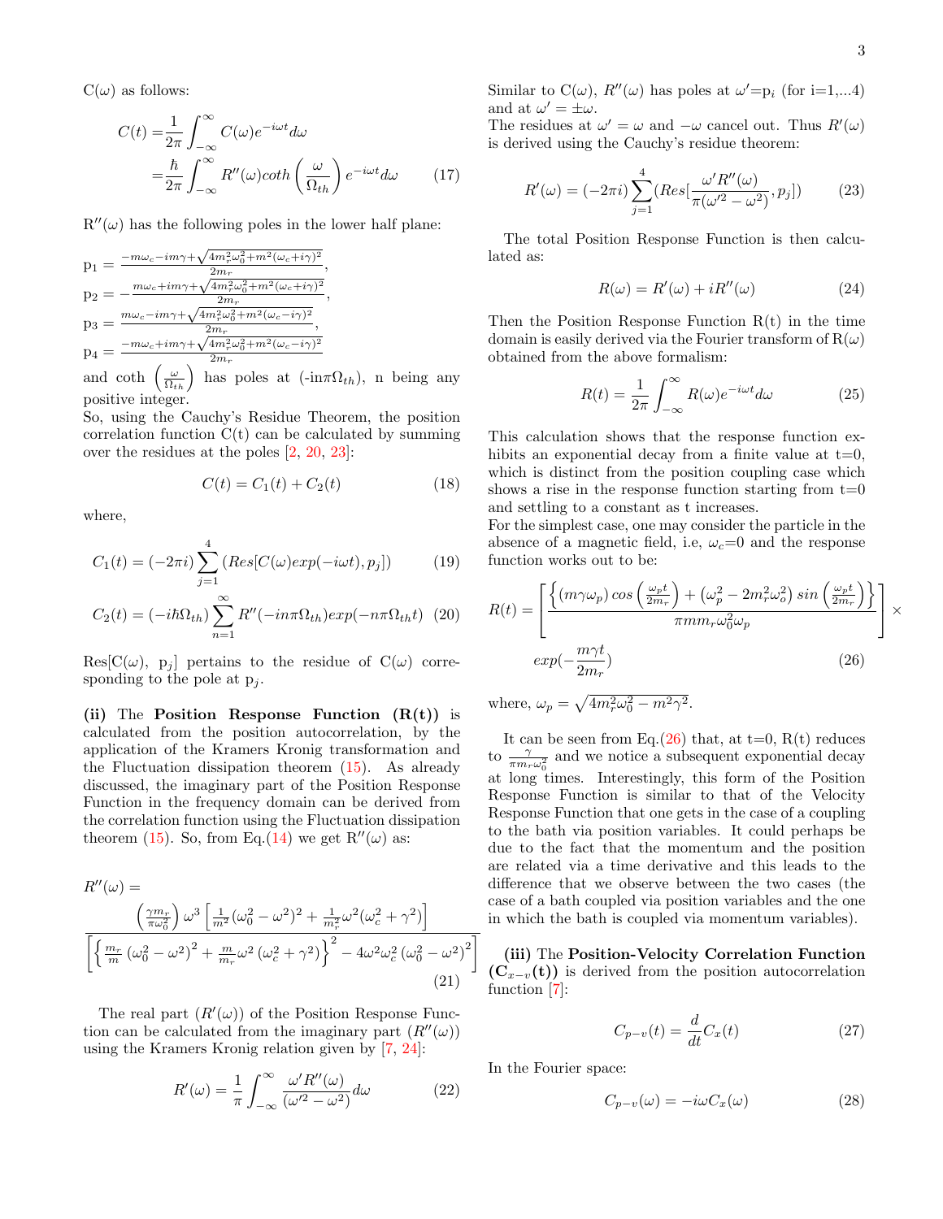C($\omega$) as follows:

$$
\begin{aligned}
C(t) =& \frac{1}{2\pi}\int_{-\infty}^{\infty} C(\omega) e^{-i\omega t} d\omega \\
=& \frac{\hbar}{2\pi}\int_{-\infty}^{\infty} R''(\omega) coth\left(\frac{\omega}{\Omega_{th}}\right) e^{-i\omega t} d\omega
\end{aligned}
\tag{17}
$$

$R''(\omega)$ has the following poles in the lower half plane:

$p_1 = \frac{-m\omega_c - im\gamma + \sqrt{4m_r^2\omega_0^2 + m^2(\omega_c + i\gamma)^2}}{2m_r}$,
$p_2 = -\frac{m\omega_c + im\gamma + \sqrt{4m_r^2\omega_0^2 + m^2(\omega_c + i\gamma)^2}}{2m_r}$,
$p_3 = \frac{m\omega_c - im\gamma + \sqrt{4m_r^2\omega_0^2 + m^2(\omega_c - i\gamma)^2}}{2m_r}$,
$p_4 = \frac{-m\omega_c + im\gamma + \sqrt{4m_r^2\omega_0^2 + m^2(\omega_c - i\gamma)^2}}{2m_r}$

and coth $\left(\frac{\omega}{\Omega_{th}}\right)$ has poles at ($-in\pi\Omega_{th}$), n being any positive integer.
So, using the Cauchy's Residue Theorem, the position correlation function C(t) can be calculated by summing over the residues at the poles [2, 20, 23]:

$$
C(t) = C_1(t) + C_2(t) \tag{18}
$$

where,

$$
C_1(t) = (-2\pi i)\sum_{j=1}^{4}\left(Res[C(\omega)exp(-i\omega t), p_j]\right) \tag{19}
$$

$$
C_2(t) = (-i\hbar\Omega_{th})\sum_{n=1}^{\infty} R''(-in\pi\Omega_{th})exp(-n\pi\Omega_{th}t) \tag{20}
$$

Res[C($\omega$), $p_j$] pertains to the residue of C($\omega$) corresponding to the pole at $p_j$.

**(ii)** The **Position Response Function (R(t))** is calculated from the position autocorrelation, by the application of the Kramers Kronig transformation and the Fluctuation dissipation theorem (15). As already discussed, the imaginary part of the Position Response Function in the frequency domain can be derived from the correlation function using the Fluctuation dissipation theorem (15). So, from Eq.(14) we get $R''(\omega)$ as:

$$
R''(\omega) = \frac{\left(\frac{\gamma m_r}{\pi\omega_0^2}\right)\omega^3\left[\frac{1}{m^2}(\omega_0^2-\omega^2)^2 + \frac{1}{m_r^2}\omega^2(\omega_c^2+\gamma^2)\right]}{\left[\left\{\frac{m_r}{m}\left(\omega_0^2-\omega^2\right)^2 + \frac{m}{m_r}\omega^2\left(\omega_c^2+\gamma^2\right)\right\}^2 - 4\omega^2\omega_c^2\left(\omega_0^2-\omega^2\right)^2\right]}
\tag{21}
$$

The real part ($R'(\omega)$) of the Position Response Function can be calculated from the imaginary part ($R''(\omega)$) using the Kramers Kronig relation given by [7, 24]:

$$
R'(\omega) = \frac{1}{\pi}\int_{-\infty}^{\infty}\frac{\omega' R''(\omega)}{(\omega'^2-\omega^2)}d\omega \tag{22}
$$

Similar to C($\omega$), $R''(\omega)$ has poles at $\omega'$=$p_i$ (for i=1,...4) and at $\omega' = \pm\omega$.
The residues at $\omega' = \omega$ and $-\omega$ cancel out. Thus $R'(\omega)$ is derived using the Cauchy's residue theorem:

$$
R'(\omega) = (-2\pi i)\sum_{j=1}^{4}\left(Res\left[\frac{\omega' R''(\omega)}{\pi(\omega'^2-\omega^2)}, p_j\right]\right) \tag{23}
$$

The total Position Response Function is then calculated as:

$$
R(\omega) = R'(\omega) + iR''(\omega) \tag{24}
$$

Then the Position Response Function R(t) in the time domain is easily derived via the Fourier transform of R($\omega$) obtained from the above formalism:

$$
R(t) = \frac{1}{2\pi}\int_{-\infty}^{\infty} R(\omega)e^{-i\omega t}d\omega \tag{25}
$$

This calculation shows that the response function exhibits an exponential decay from a finite value at t=0, which is distinct from the position coupling case which shows a rise in the response function starting from t=0 and settling to a constant as t increases.
For the simplest case, one may consider the particle in the absence of a magnetic field, i.e, $\omega_c$=0 and the response function works out to be:

$$
R(t) = \left[\frac{\left\{(m\gamma\omega_p)\,cos\left(\frac{\omega_p t}{2m_r}\right) + \left(\omega_p^2 - 2m_r^2\omega_o^2\right)sin\left(\frac{\omega_p t}{2m_r}\right)\right\}}{\pi m m_r\omega_0^2\omega_p}\right] \times exp\left(-\frac{m\gamma t}{2m_r}\right) \tag{26}
$$

where, $\omega_p = \sqrt{4m_r^2\omega_0^2 - m^2\gamma^2}$.

It can be seen from Eq.(26) that, at t=0, R(t) reduces to $\frac{\gamma}{\pi m_r\omega_0^2}$ and we notice a subsequent exponential decay at long times. Interestingly, this form of the Position Response Function is similar to that of the Velocity Response Function that one gets in the case of a coupling to the bath via position variables. It could perhaps be due to the fact that the momentum and the position are related via a time derivative and this leads to the difference that we observe between the two cases (the case of a bath coupled via position variables and the one in which the bath is coupled via momentum variables).

**(iii)** The **Position-Velocity Correlation Function ($C_{x-v}$(t))** is derived from the position autocorrelation function [7]:

$$
C_{p-v}(t) = \frac{d}{dt}C_x(t) \tag{27}
$$

In the Fourier space:

$$
C_{p-v}(\omega) = -i\omega C_x(\omega) \tag{28}
$$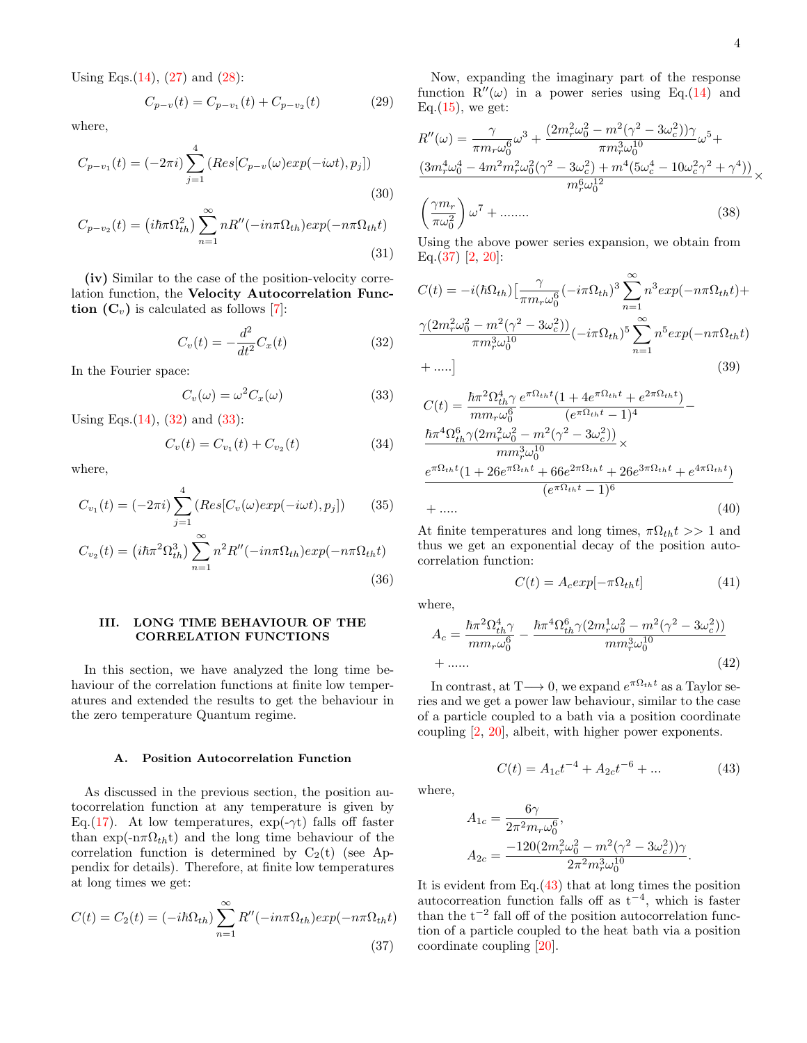Using Eqs.(14), (27) and (28):

$$C_{p-v}(t) = C_{p-v_1}(t) + C_{p-v_2}(t) \tag{29}$$

where,

$$C_{p-v_1}(t) = (-2\pi i)\sum_{j=1}^{4}(Res[C_{p-v}(\omega)exp(-i\omega t), p_j]) \tag{30}$$

$$C_{p-v_2}(t) = \left(i\hbar\pi\Omega_{th}^2\right)\sum_{n=1}^{\infty} nR''(-in\pi\Omega_{th})exp(-n\pi\Omega_{th}t) \tag{31}$$

**(iv)** Similar to the case of the position-velocity correlation function, the **Velocity Autocorrelation Function ($C_v$)** is calculated as follows [7]:

$$C_v(t) = -\frac{d^2}{dt^2}C_x(t) \tag{32}$$

In the Fourier space:

$$C_v(\omega) = \omega^2 C_x(\omega) \tag{33}$$

Using Eqs.(14), (32) and (33):

$$C_v(t) = C_{v_1}(t) + C_{v_2}(t) \tag{34}$$

where,

$$C_{v_1}(t) = (-2\pi i)\sum_{j=1}^{4}(Res[C_v(\omega)exp(-i\omega t), p_j]) \tag{35}$$

$$C_{v_2}(t) = \left(i\hbar\pi^2\Omega_{th}^3\right)\sum_{n=1}^{\infty} n^2 R''(-in\pi\Omega_{th})exp(-n\pi\Omega_{th}t) \tag{36}$$

## III. LONG TIME BEHAVIOUR OF THE CORRELATION FUNCTIONS

In this section, we have analyzed the long time behaviour of the correlation functions at finite low temperatures and extended the results to get the behaviour in the zero temperature Quantum regime.

### A. Position Autocorrelation Function

As discussed in the previous section, the position autocorrelation function at any temperature is given by Eq.(17). At low temperatures, exp(-$\gamma$t) falls off faster than exp(-n$\pi\Omega_{th}$t) and the long time behaviour of the correlation function is determined by $C_2$(t) (see Appendix for details). Therefore, at finite low temperatures at long times we get:

$$C(t) = C_2(t) = (-i\hbar\Omega_{th})\sum_{n=1}^{\infty} R''(-in\pi\Omega_{th})exp(-n\pi\Omega_{th}t) \tag{37}$$

Now, expanding the imaginary part of the response function $R''(\omega)$ in a power series using Eq.(14) and Eq.(15), we get:

$$R''(\omega) = \frac{\gamma}{\pi m_r\omega_0^6}\omega^3 + \frac{(2m_r^2\omega_0^2 - m^2(\gamma^2 - 3\omega_c^2))\gamma}{\pi m_r^3\omega_0^{10}}\omega^5 + \frac{(3m_r^4\omega_0^4 - 4m^2m_r^2\omega_0^2(\gamma^2 - 3\omega_c^2) + m^4(5\omega_c^4 - 10\omega_c^2\gamma^2 + \gamma^4))}{m_r^6\omega_0^{12}}\times\left(\frac{\gamma m_r}{\pi\omega_0^2}\right)\omega^7 + ........ \tag{38}$$

Using the above power series expansion, we obtain from Eq.(37) [2, 20]:

$$C(t) = -i(\hbar\Omega_{th})\Big[\frac{\gamma}{\pi m_r\omega_0^6}(-i\pi\Omega_{th})^3\sum_{n=1}^{\infty} n^3 exp(-n\pi\Omega_{th}t) + \frac{\gamma(2m_r^2\omega_0^2 - m^2(\gamma^2 - 3\omega_c^2))}{\pi m_r^3\omega_0^{10}}(-i\pi\Omega_{th})^5\sum_{n=1}^{\infty} n^5 exp(-n\pi\Omega_{th}t) + .....\Big] \tag{39}$$

$$C(t) = \frac{\hbar\pi^2\Omega_{th}^4\gamma}{mm_r\omega_0^6}\frac{e^{\pi\Omega_{th}t}(1 + 4e^{\pi\Omega_{th}t} + e^{2\pi\Omega_{th}t})}{(e^{\pi\Omega_{th}t} - 1)^4} - \frac{\hbar\pi^4\Omega_{th}^6\gamma(2m_r^2\omega_0^2 - m^2(\gamma^2 - 3\omega_c^2))}{mm_r^3\omega_0^{10}}\times\frac{e^{\pi\Omega_{th}t}(1 + 26e^{\pi\Omega_{th}t} + 66e^{2\pi\Omega_{th}t} + 26e^{3\pi\Omega_{th}t} + e^{4\pi\Omega_{th}t})}{(e^{\pi\Omega_{th}t} - 1)^6} + ..... \tag{40}$$

At finite temperatures and long times, $\pi\Omega_{th}t >> 1$ and thus we get an exponential decay of the position autocorrelation function:

$$C(t) = A_c exp[-\pi\Omega_{th}t] \tag{41}$$

where,

$$A_c = \frac{\hbar\pi^2\Omega_{th}^4\gamma}{mm_r\omega_0^6} - \frac{\hbar\pi^4\Omega_{th}^6\gamma(2m_r^1\omega_0^2 - m^2(\gamma^2 - 3\omega_c^2))}{mm_r^3\omega_0^{10}} + ...... \tag{42}$$

In contrast, at T$\longrightarrow$ 0, we expand $e^{\pi\Omega_{th}t}$ as a Taylor series and we get a power law behaviour, similar to the case of a particle coupled to a bath via a position coordinate coupling [2, 20], albeit, with higher power exponents.

$$C(t) = A_{1c}t^{-4} + A_{2c}t^{-6} + ... \tag{43}$$

where,

$$A_{1c} = \frac{6\gamma}{2\pi^2 m_r\omega_0^6},$$
$$A_{2c} = \frac{-120(2m_r^2\omega_0^2 - m^2(\gamma^2 - 3\omega_c^2))\gamma}{2\pi^2 m_r^3\omega_0^{10}}.$$

It is evident from Eq.(43) that at long times the position autocorreation function falls off as $t^{-4}$, which is faster than the $t^{-2}$ fall off of the position autocorrelation function of a particle coupled to the heat bath via a position coordinate coupling [20].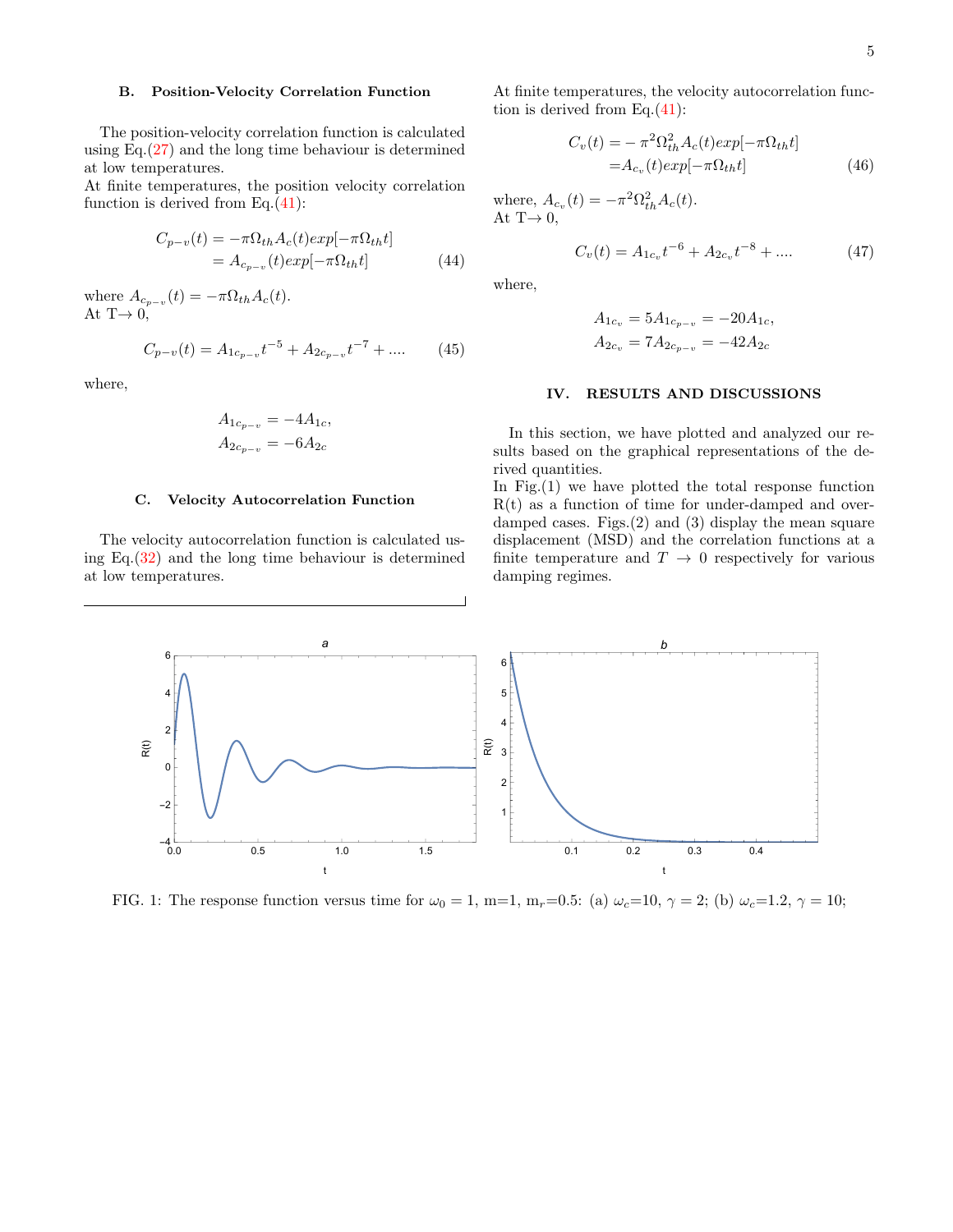### B. Position-Velocity Correlation Function

The position-velocity correlation function is calculated using Eq.(27) and the long time behaviour is determined at low temperatures.
At finite temperatures, the position velocity correlation function is derived from Eq.(41):

$$
\begin{aligned}
C_{p-v}(t) &= -\pi\Omega_{th}A_c(t)exp[-\pi\Omega_{th}t] \\
&= A_{c_{p-v}}(t)exp[-\pi\Omega_{th}t]
\end{aligned} \tag{44}
$$

where $A_{c_{p-v}}(t) = -\pi\Omega_{th}A_c(t)$.
At T→ 0,

$$
C_{p-v}(t) = A_{1c_{p-v}}t^{-5} + A_{2c_{p-v}}t^{-7} + .... \tag{45}
$$

where,

$$
\begin{aligned}
A_{1c_{p-v}} &= -4A_{1c}, \\
A_{2c_{p-v}} &= -6A_{2c}
\end{aligned}
$$

### C. Velocity Autocorrelation Function

The velocity autocorrelation function is calculated using Eq.(32) and the long time behaviour is determined at low temperatures.

At finite temperatures, the velocity autocorrelation function is derived from Eq.(41):

$$
\begin{aligned}
C_v(t) &= -\pi^2\Omega_{th}^2A_c(t)exp[-\pi\Omega_{th}t] \\
&= A_{c_v}(t)exp[-\pi\Omega_{th}t]
\end{aligned} \tag{46}
$$

where, $A_{c_v}(t) = -\pi^2\Omega_{th}^2A_c(t)$.
At T→ 0,

$$
C_v(t) = A_{1c_v}t^{-6} + A_{2c_v}t^{-8} + .... \tag{47}
$$

where,

$$
\begin{aligned}
A_{1c_v} &= 5A_{1c_{p-v}} = -20A_{1c}, \\
A_{2c_v} &= 7A_{2c_{p-v}} = -42A_{2c}
\end{aligned}
$$

## IV. RESULTS AND DISCUSSIONS

In this section, we have plotted and analyzed our results based on the graphical representations of the derived quantities.
In Fig.(1) we have plotted the total response function R(t) as a function of time for under-damped and over-damped cases. Figs.(2) and (3) display the mean square displacement (MSD) and the correlation functions at a finite temperature and $T \to 0$ respectively for various damping regimes.

FIG. 1: The response function versus time for $\omega_0 = 1$, m=1, $m_r$=0.5: (a) $\omega_c$=10, $\gamma = 2$; (b) $\omega_c$=1.2, $\gamma = 10$;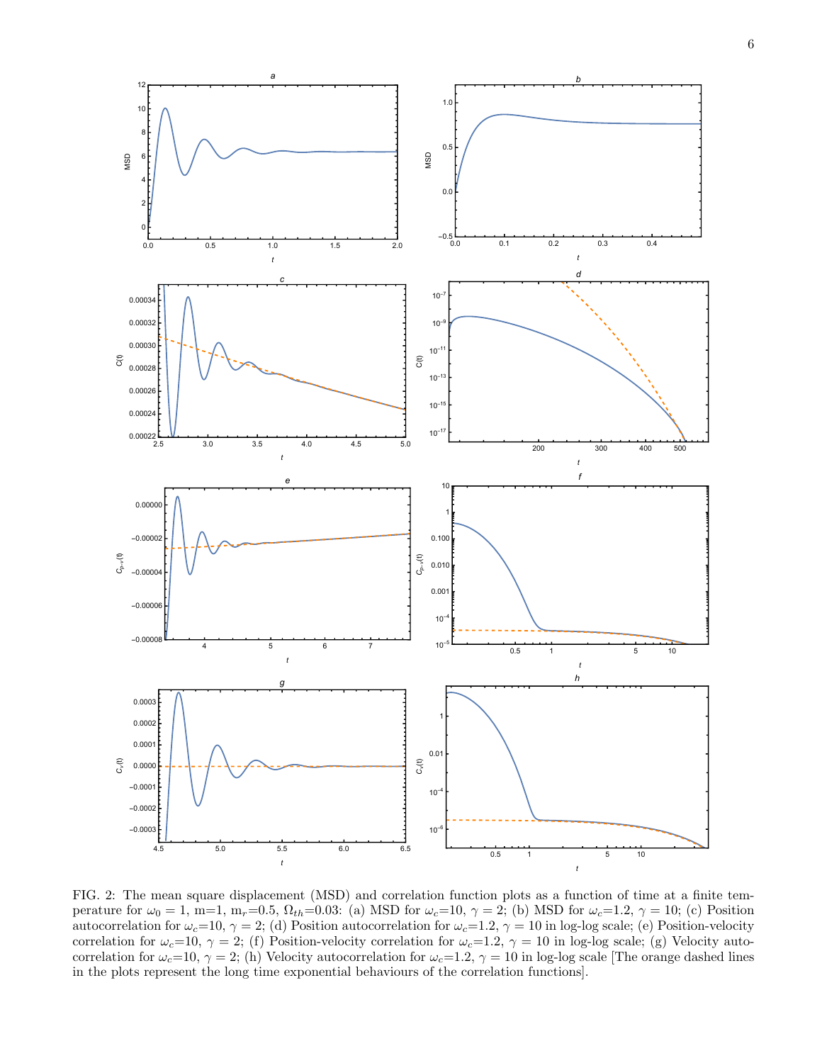FIG. 2: The mean square displacement (MSD) and correlation function plots as a function of time at a finite temperature for $\omega_0 = 1$, m=1, $m_r$=0.5, $\Omega_{th}$=0.03: (a) MSD for $\omega_c$=10, $\gamma = 2$; (b) MSD for $\omega_c$=1.2, $\gamma = 10$; (c) Position autocorrelation for $\omega_c$=10, $\gamma = 2$; (d) Position autocorrelation for $\omega_c$=1.2, $\gamma = 10$ in log-log scale; (e) Position-velocity correlation for $\omega_c$=10, $\gamma = 2$; (f) Position-velocity correlation for $\omega_c$=1.2, $\gamma = 10$ in log-log scale; (g) Velocity autocorrelation for $\omega_c$=10, $\gamma = 2$; (h) Velocity autocorrelation for $\omega_c$=1.2, $\gamma = 10$ in log-log scale [The orange dashed lines in the plots represent the long time exponential behaviours of the correlation functions].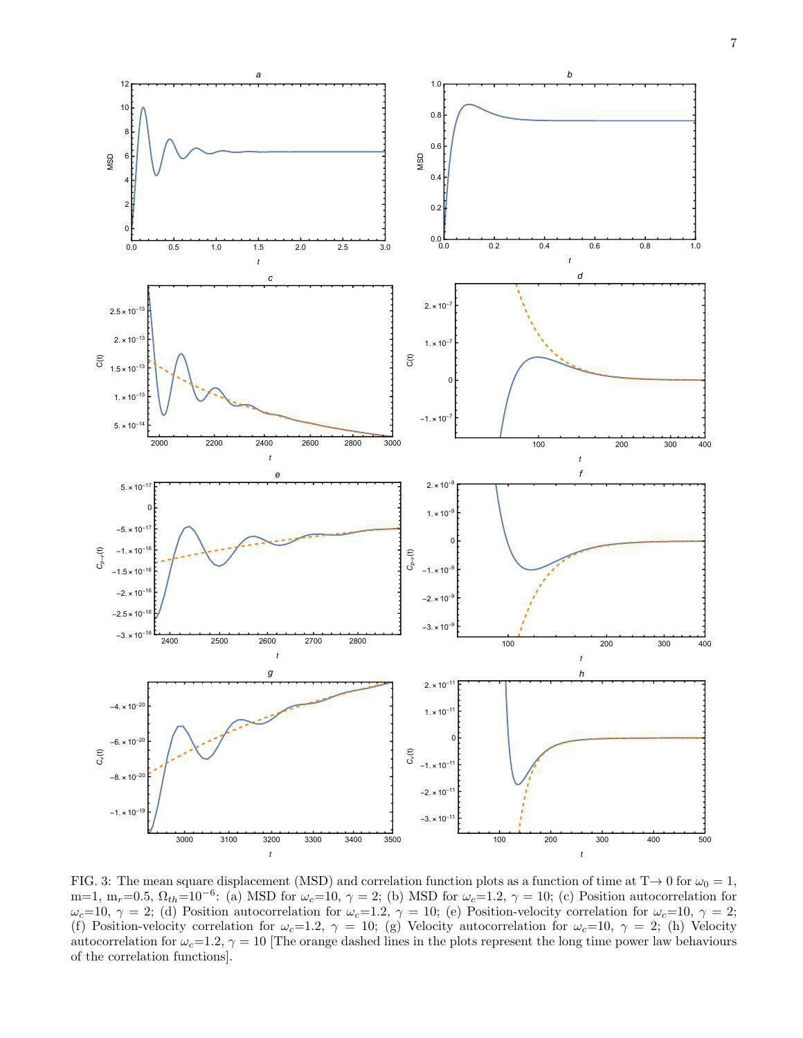FIG. 3: The mean square displacement (MSD) and correlation function plots as a function of time at T→ 0 for $\omega_0 = 1$, m=1, $m_r$=0.5, $\Omega_{th}$=$10^{-6}$: (a) MSD for $\omega_c$=10, $\gamma$ = 2; (b) MSD for $\omega_c$=1.2, $\gamma$ = 10; (c) Position autocorrelation for $\omega_c$=10, $\gamma$ = 2; (d) Position autocorrelation for $\omega_c$=1.2, $\gamma$ = 10; (e) Position-velocity correlation for $\omega_c$=10, $\gamma$ = 2; (f) Position-velocity correlation for $\omega_c$=1.2, $\gamma$ = 10; (g) Velocity autocorrelation for $\omega_c$=10, $\gamma$ = 2; (h) Velocity autocorrelation for $\omega_c$=1.2, $\gamma$ = 10 [The orange dashed lines in the plots represent the long time power law behaviours of the correlation functions].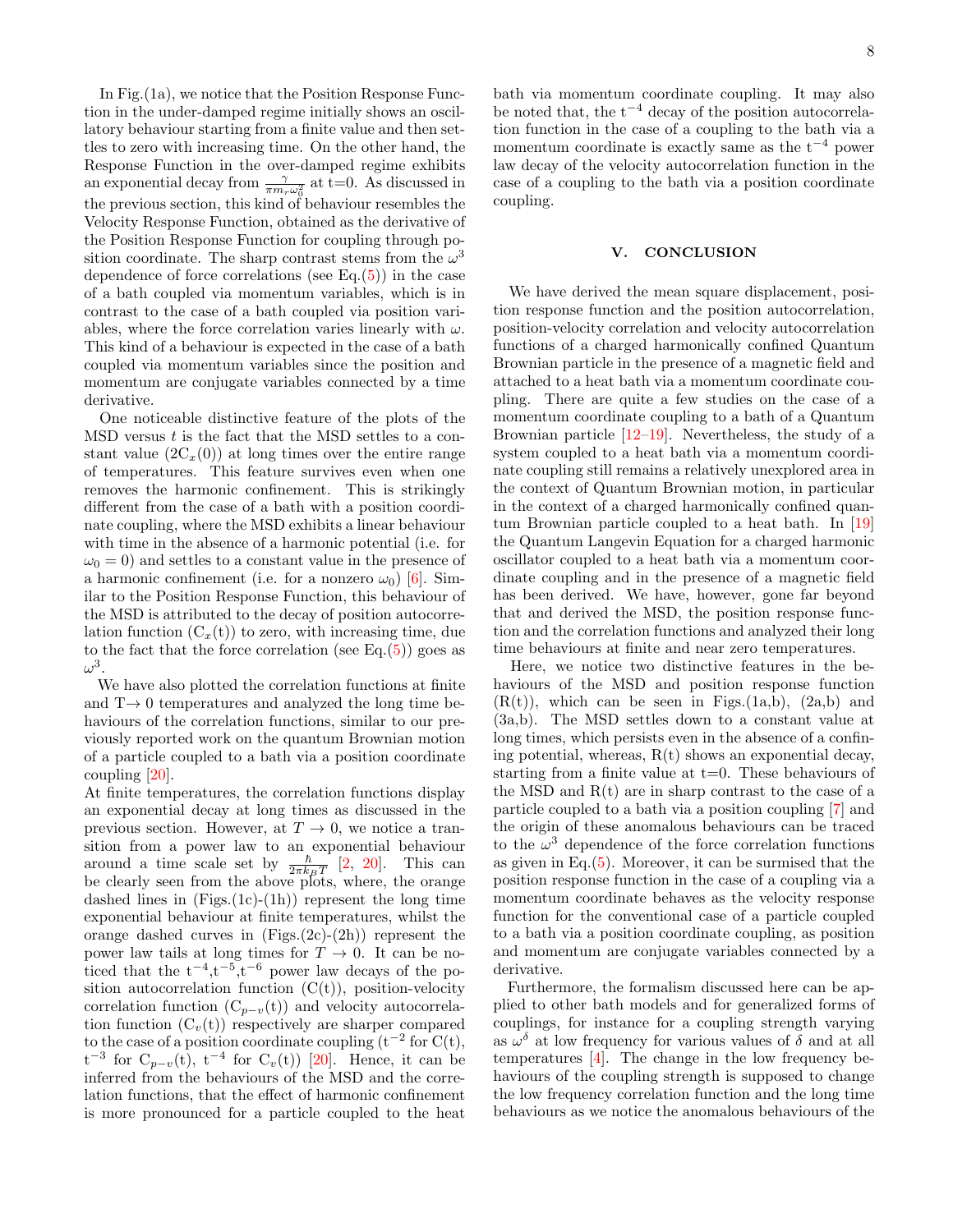In Fig.(1a), we notice that the Position Response Function in the under-damped regime initially shows an oscillatory behaviour starting from a finite value and then settles to zero with increasing time. On the other hand, the Response Function in the over-damped regime exhibits an exponential decay from $\frac{\gamma}{\pi m_r \omega_0^2}$ at t=0. As discussed in the previous section, this kind of behaviour resembles the Velocity Response Function, obtained as the derivative of the Position Response Function for coupling through position coordinate. The sharp contrast stems from the $\omega^3$ dependence of force correlations (see Eq.(5)) in the case of a bath coupled via momentum variables, which is in contrast to the case of a bath coupled via position variables, where the force correlation varies linearly with $\omega$. This kind of a behaviour is expected in the case of a bath coupled via momentum variables since the position and momentum are conjugate variables connected by a time derivative.

One noticeable distinctive feature of the plots of the MSD versus $t$ is the fact that the MSD settles to a constant value ($2C_x(0)$) at long times over the entire range of temperatures. This feature survives even when one removes the harmonic confinement. This is strikingly different from the case of a bath with a position coordinate coupling, where the MSD exhibits a linear behaviour with time in the absence of a harmonic potential (i.e. for $\omega_0 = 0$) and settles to a constant value in the presence of a harmonic confinement (i.e. for a nonzero $\omega_0$) [6]. Similar to the Position Response Function, this behaviour of the MSD is attributed to the decay of position autocorrelation function ($C_x(t)$) to zero, with increasing time, due to the fact that the force correlation (see Eq.(5)) goes as $\omega^3$.

We have also plotted the correlation functions at finite and $T \to 0$ temperatures and analyzed the long time behaviours of the correlation functions, similar to our previously reported work on the quantum Brownian motion of a particle coupled to a bath via a position coordinate coupling [20].

At finite temperatures, the correlation functions display an exponential decay at long times as discussed in the previous section. However, at $T \to 0$, we notice a transition from a power law to an exponential behaviour around a time scale set by $\frac{\hbar}{2\pi k_B T}$ [2, 20]. This can be clearly seen from the above plots, where, the orange dashed lines in (Figs.(1c)-(1h)) represent the long time exponential behaviour at finite temperatures, whilst the orange dashed curves in (Figs.(2c)-(2h)) represent the power law tails at long times for $T \to 0$. It can be noticed that the $t^{-4}$,$t^{-5}$,$t^{-6}$ power law decays of the position autocorrelation function ($C(t)$), position-velocity correlation function ($C_{p-v}(t)$) and velocity autocorrelation function ($C_v(t)$) respectively are sharper compared to the case of a position coordinate coupling ($t^{-2}$ for $C(t)$, $t^{-3}$ for $C_{p-v}(t)$, $t^{-4}$ for $C_v(t)$) [20]. Hence, it can be inferred from the behaviours of the MSD and the correlation functions, that the effect of harmonic confinement is more pronounced for a particle coupled to the heat bath via momentum coordinate coupling. It may also be noted that, the $t^{-4}$ decay of the position autocorrelation function in the case of a coupling to the bath via a momentum coordinate is exactly same as the $t^{-4}$ power law decay of the velocity autocorrelation function in the case of a coupling to the bath via a position coordinate coupling.

## V. CONCLUSION

We have derived the mean square displacement, position response function and the position autocorrelation, position-velocity correlation and velocity autocorrelation functions of a charged harmonically confined Quantum Brownian particle in the presence of a magnetic field and attached to a heat bath via a momentum coordinate coupling. There are quite a few studies on the case of a momentum coordinate coupling to a bath of a Quantum Brownian particle [12–19]. Nevertheless, the study of a system coupled to a heat bath via a momentum coordinate coupling still remains a relatively unexplored area in the context of Quantum Brownian motion, in particular in the context of a charged harmonically confined quantum Brownian particle coupled to a heat bath. In [19] the Quantum Langevin Equation for a charged harmonic oscillator coupled to a heat bath via a momentum coordinate coupling and in the presence of a magnetic field has been derived. We have, however, gone far beyond that and derived the MSD, the position response function and the correlation functions and analyzed their long time behaviours at finite and near zero temperatures.

Here, we notice two distinctive features in the behaviours of the MSD and position response function ($R(t)$), which can be seen in Figs.(1a,b), (2a,b) and (3a,b). The MSD settles down to a constant value at long times, which persists even in the absence of a confining potential, whereas, $R(t)$ shows an exponential decay, starting from a finite value at t=0. These behaviours of the MSD and $R(t)$ are in sharp contrast to the case of a particle coupled to a bath via a position coupling [7] and the origin of these anomalous behaviours can be traced to the $\omega^3$ dependence of the force correlation functions as given in Eq.(5). Moreover, it can be surmised that the position response function in the case of a coupling via a momentum coordinate behaves as the velocity response function for the conventional case of a particle coupled to a bath via a position coordinate coupling, as position and momentum are conjugate variables connected by a derivative.

Furthermore, the formalism discussed here can be applied to other bath models and for generalized forms of couplings, for instance for a coupling strength varying as $\omega^\delta$ at low frequency for various values of $\delta$ and at all temperatures [4]. The change in the low frequency behaviours of the coupling strength is supposed to change the low frequency correlation function and the long time behaviours as we notice the anomalous behaviours of the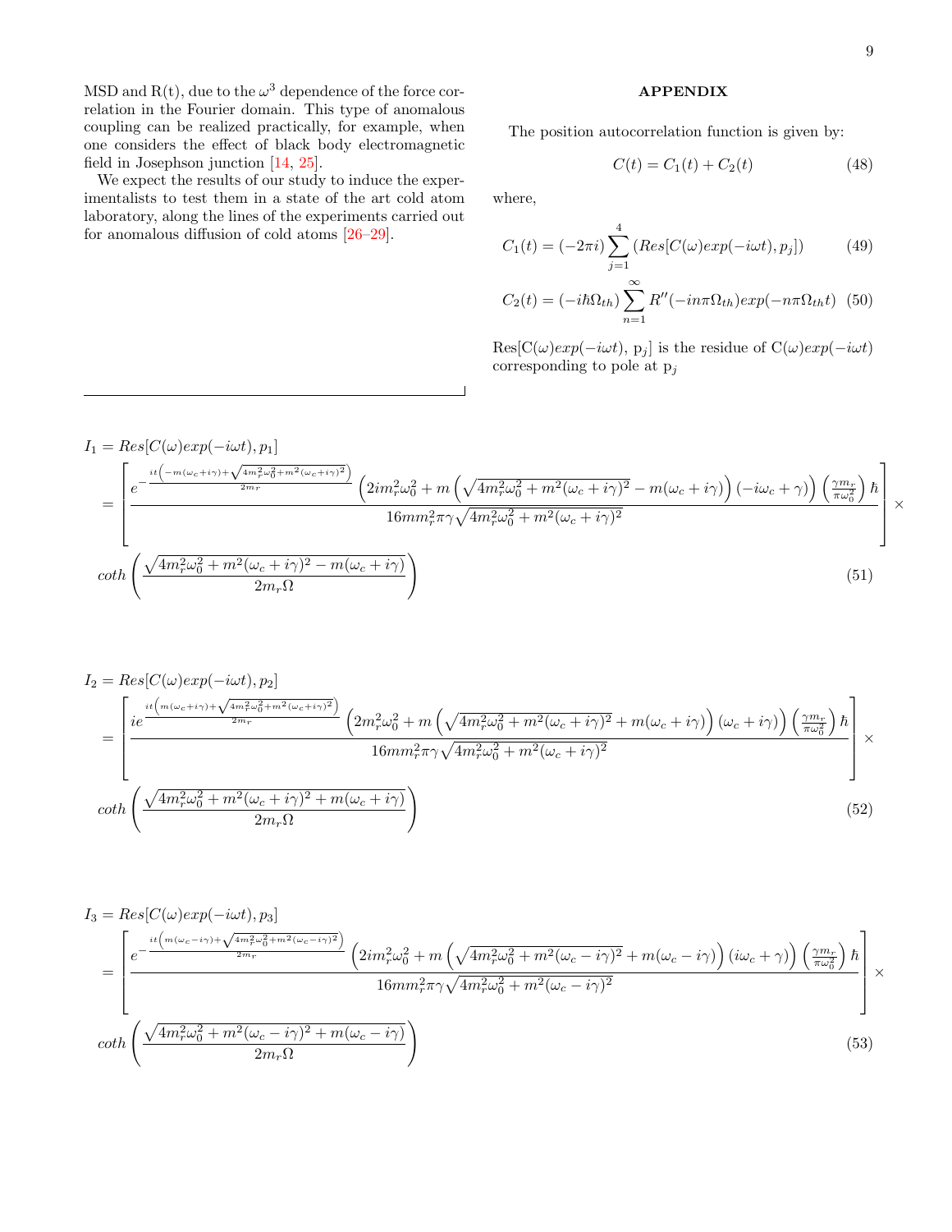MSD and R(t), due to the $\omega^3$ dependence of the force correlation in the Fourier domain. This type of anomalous coupling can be realized practically, for example, when one considers the effect of black body electromagnetic field in Josephson junction [14, 25].

We expect the results of our study to induce the experimentalists to test them in a state of the art cold atom laboratory, along the lines of the experiments carried out for anomalous diffusion of cold atoms [26–29].

## APPENDIX

The position autocorrelation function is given by:

$$C(t) = C_1(t) + C_2(t) \tag{48}$$

where,

$$C_1(t) = (-2\pi i)\sum_{j=1}^{4}\left(Res[C(\omega)exp(-i\omega t), p_j]\right) \tag{49}$$

$$C_2(t) = (-i\hbar\Omega_{th})\sum_{n=1}^{\infty} R''(-in\pi\Omega_{th})exp(-n\pi\Omega_{th}t) \tag{50}$$

Res[C($\omega$)$exp(-i\omega t)$, $p_j$] is the residue of C($\omega$)$exp(-i\omega t)$ corresponding to pole at $p_j$

$$I_1 = Res[C(\omega)exp(-i\omega t), p_1]$$
$$= \left[\frac{e^{-\frac{it\left(-m(\omega_c+i\gamma)+\sqrt{4m_r^2\omega_0^2+m^2(\omega_c+i\gamma)^2}\right)}{2m_r}}\left(2im_r^2\omega_0^2+m\left(\sqrt{4m_r^2\omega_0^2+m^2(\omega_c+i\gamma)^2}-m(\omega_c+i\gamma)\right)(-i\omega_c+\gamma)\right)\left(\frac{\gamma m_r}{\pi\omega_0^2}\right)\hbar}{16mm_r^2\pi\gamma\sqrt{4m_r^2\omega_0^2+m^2(\omega_c+i\gamma)^2}}\right]\times$$
$$coth\left(\frac{\sqrt{4m_r^2\omega_0^2+m^2(\omega_c+i\gamma)^2}-m(\omega_c+i\gamma)}{2m_r\Omega}\right) \tag{51}$$

$$I_2 = Res[C(\omega)exp(-i\omega t), p_2]$$
$$= \left[\frac{ie^{\frac{it\left(m(\omega_c+i\gamma)+\sqrt{4m_r^2\omega_0^2+m^2(\omega_c+i\gamma)^2}\right)}{2m_r}}\left(2m_r^2\omega_0^2+m\left(\sqrt{4m_r^2\omega_0^2+m^2(\omega_c+i\gamma)^2}+m(\omega_c+i\gamma)\right)(\omega_c+i\gamma)\right)\left(\frac{\gamma m_r}{\pi\omega_0^2}\right)\hbar}{16mm_r^2\pi\gamma\sqrt{4m_r^2\omega_0^2+m^2(\omega_c+i\gamma)^2}}\right]\times$$
$$coth\left(\frac{\sqrt{4m_r^2\omega_0^2+m^2(\omega_c+i\gamma)^2}+m(\omega_c+i\gamma)}{2m_r\Omega}\right) \tag{52}$$

$$I_3 = Res[C(\omega)exp(-i\omega t), p_3]$$
$$= \left[\frac{e^{-\frac{it\left(m(\omega_c-i\gamma)+\sqrt{4m_r^2\omega_0^2+m^2(\omega_c-i\gamma)^2}\right)}{2m_r}}\left(2im_r^2\omega_0^2+m\left(\sqrt{4m_r^2\omega_0^2+m^2(\omega_c-i\gamma)^2}+m(\omega_c-i\gamma)\right)(i\omega_c+\gamma)\right)\left(\frac{\gamma m_r}{\pi\omega_0^2}\right)\hbar}{16mm_r^2\pi\gamma\sqrt{4m_r^2\omega_0^2+m^2(\omega_c-i\gamma)^2}}\right]\times$$
$$coth\left(\frac{\sqrt{4m_r^2\omega_0^2+m^2(\omega_c-i\gamma)^2}+m(\omega_c-i\gamma)}{2m_r\Omega}\right) \tag{53}$$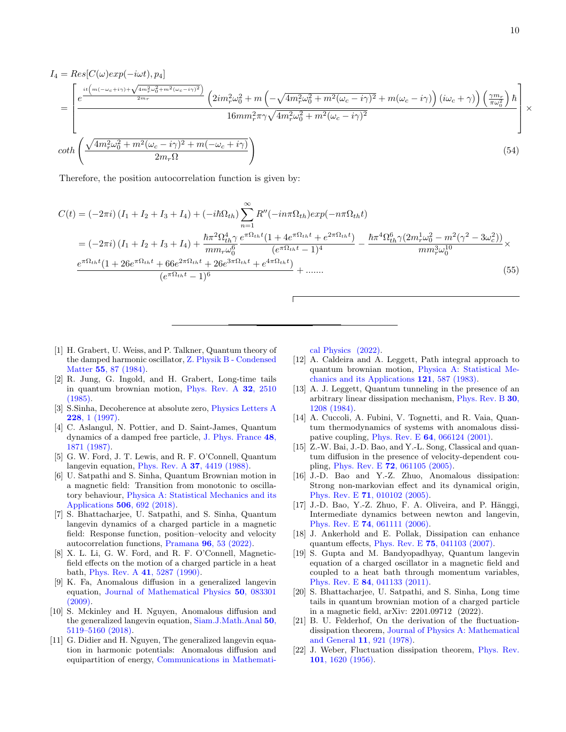$$
\begin{aligned}
I_4 &= Res[C(\omega)exp(-i\omega t), p_4] \\
&= \left[ \frac{e^{\frac{it\left(m(-\omega_c+i\gamma)+\sqrt{4m_r^2\omega_0^2+m^2(\omega_c-i\gamma)^2}\right)}{2m_r}} \left(2im_r^2\omega_0^2 + m\left(-\sqrt{4m_r^2\omega_0^2+m^2(\omega_c-i\gamma)^2}+m(\omega_c-i\gamma)\right)(i\omega_c+\gamma)\right)\left(\frac{\gamma m_r}{\pi\omega_0^2}\right)\hbar}{16mm_r^2\pi\gamma\sqrt{4m_r^2\omega_0^2+m^2(\omega_c-i\gamma)^2}} \right] \times \\
& coth\left(\frac{\sqrt{4m_r^2\omega_0^2+m^2(\omega_c-i\gamma)^2}+m(-\omega_c+i\gamma)}{2m_r\Omega}\right)
\end{aligned}
\tag{54}
$$

Therefore, the position autocorrelation function is given by:

$$
\begin{aligned}
C(t) &= (-2\pi i)\left(I_1+I_2+I_3+I_4\right) + (-i\hbar\Omega_{th})\sum_{n=1}^{\infty} R''(-in\pi\Omega_{th})exp(-n\pi\Omega_{th}t) \\
&= (-2\pi i)\left(I_1+I_2+I_3+I_4\right) + \frac{\hbar\pi^2\Omega_{th}^4\gamma}{mm_r\omega_0^6}\frac{e^{\pi\Omega_{th}t}(1+4e^{\pi\Omega_{th}t}+e^{2\pi\Omega_{th}t})}{(e^{\pi\Omega_{th}t}-1)^4} - \frac{\hbar\pi^4\Omega_{th}^6\gamma(2m_r^1\omega_0^2-m^2(\gamma^2-3\omega_c^2))}{mm_r^3\omega_0^{10}} \times \\
& \frac{e^{\pi\Omega_{th}t}(1+26e^{\pi\Omega_{th}t}+66e^{2\pi\Omega_{th}t}+26e^{3\pi\Omega_{th}t}+e^{4\pi\Omega_{th}t})}{(e^{\pi\Omega_{th}t}-1)^6} + .......
\end{aligned}
\tag{55}
$$

---

[1] H. Grabert, U. Weiss, and P. Talkner, Quantum theory of the damped harmonic oscillator, Z. Physik B - Condensed Matter **55**, 87 (1984).

[2] R. Jung, G. Ingold, and H. Grabert, Long-time tails in quantum brownian motion, Phys. Rev. A **32**, 2510 (1985).

[3] S.Sinha, Decoherence at absolute zero, Physics Letters A **228**, 1 (1997).

[4] C. Aslangul, N. Pottier, and D. Saint-James, Quantum dynamics of a damped free particle, J. Phys. France **48**, 1871 (1987).

[5] G. W. Ford, J. T. Lewis, and R. F. O'Connell, Quantum langevin equation, Phys. Rev. A **37**, 4419 (1988).

[6] U. Satpathi and S. Sinha, Quantum Brownian motion in a magnetic field: Transition from monotonic to oscillatory behaviour, Physica A: Statistical Mechanics and its Applications **506**, 692 (2018).

[7] S. Bhattacharjee, U. Satpathi, and S. Sinha, Quantum langevin dynamics of a charged particle in a magnetic field: Response function, position–velocity and velocity autocorrelation functions, Pramana **96**, 53 (2022).

[8] X. L. Li, G. W. Ford, and R. F. O'Connell, Magnetic-field effects on the motion of a charged particle in a heat bath, Phys. Rev. A **41**, 5287 (1990).

[9] K. Fa, Anomalous diffusion in a generalized langevin equation, Journal of Mathematical Physics **50**, 083301 (2009).

[10] S. Mckinley and H. Nguyen, Anomalous diffusion and the generalized langevin equation, Siam.J.Math.Anal **50**, 5119–5160 (2018).

[11] G. Didier and H. Nguyen, The generalized langevin equation in harmonic potentials: Anomalous diffusion and equipartition of energy, Communications in Mathematical Physics (2022).

[12] A. Caldeira and A. Leggett, Path integral approach to quantum brownian motion, Physica A: Statistical Mechanics and its Applications **121**, 587 (1983).

[13] A. J. Leggett, Quantum tunneling in the presence of an arbitrary linear dissipation mechanism, Phys. Rev. B **30**, 1208 (1984).

[14] A. Cuccoli, A. Fubini, V. Tognetti, and R. Vaia, Quantum thermodynamics of systems with anomalous dissipative coupling, Phys. Rev. E **64**, 066124 (2001).

[15] Z.-W. Bai, J.-D. Bao, and Y.-L. Song, Classical and quantum diffusion in the presence of velocity-dependent coupling, Phys. Rev. E **72**, 061105 (2005).

[16] J.-D. Bao and Y.-Z. Zhuo, Anomalous dissipation: Strong non-markovian effect and its dynamical origin, Phys. Rev. E **71**, 010102 (2005).

[17] J.-D. Bao, Y.-Z. Zhuo, F. A. Oliveira, and P. Hänggi, Intermediate dynamics between newton and langevin, Phys. Rev. E **74**, 061111 (2006).

[18] J. Ankerhold and E. Pollak, Dissipation can enhance quantum effects, Phys. Rev. E **75**, 041103 (2007).

[19] S. Gupta and M. Bandyopadhyay, Quantum langevin equation of a charged oscillator in a magnetic field and coupled to a heat bath through momentum variables, Phys. Rev. E **84**, 041133 (2011).

[20] S. Bhattacharjee, U. Satpathi, and S. Sinha, Long time tails in quantum brownian motion of a charged particle in a magnetic field, arXiv: 2201.09712 (2022).

[21] B. U. Felderhof, On the derivation of the fluctuation-dissipation theorem, Journal of Physics A: Mathematical and General **11**, 921 (1978).

[22] J. Weber, Fluctuation dissipation theorem, Phys. Rev. **101**, 1620 (1956).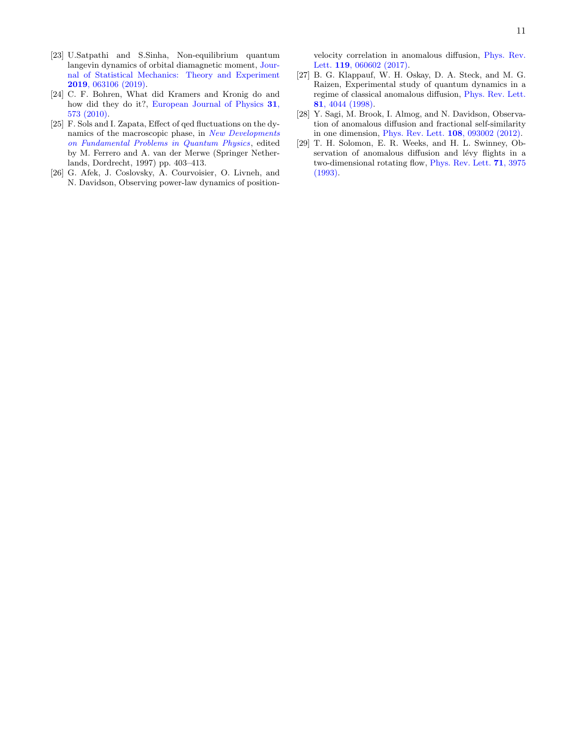[23] U.Satpathi and S.Sinha, Non-equilibrium quantum langevin dynamics of orbital diamagnetic moment, Journal of Statistical Mechanics: Theory and Experiment **2019**, 063106 (2019).

[24] C. F. Bohren, What did Kramers and Kronig do and how did they do it?, European Journal of Physics **31**, 573 (2010).

[25] F. Sols and I. Zapata, Effect of qed fluctuations on the dynamics of the macroscopic phase, in *New Developments on Fundamental Problems in Quantum Physics*, edited by M. Ferrero and A. van der Merwe (Springer Netherlands, Dordrecht, 1997) pp. 403–413.

[26] G. Afek, J. Coslovsky, A. Courvoisier, O. Livneh, and N. Davidson, Observing power-law dynamics of position-velocity correlation in anomalous diffusion, Phys. Rev. Lett. **119**, 060602 (2017).

[27] B. G. Klappauf, W. H. Oskay, D. A. Steck, and M. G. Raizen, Experimental study of quantum dynamics in a regime of classical anomalous diffusion, Phys. Rev. Lett. **81**, 4044 (1998).

[28] Y. Sagi, M. Brook, I. Almog, and N. Davidson, Observation of anomalous diffusion and fractional self-similarity in one dimension, Phys. Rev. Lett. **108**, 093002 (2012).

[29] T. H. Solomon, E. R. Weeks, and H. L. Swinney, Observation of anomalous diffusion and lévy flights in a two-dimensional rotating flow, Phys. Rev. Lett. **71**, 3975 (1993).